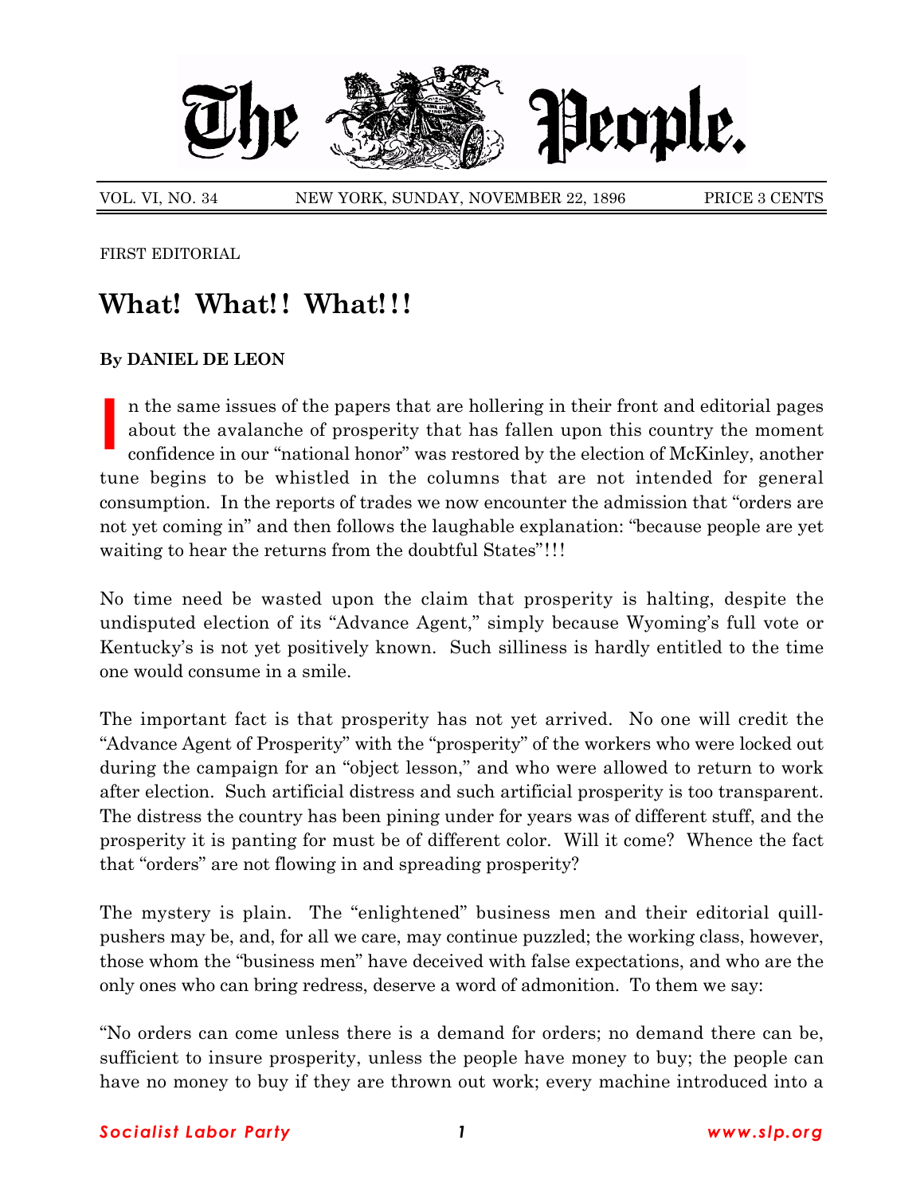# The People.

VOL. VI, NO. 34 NEW YORK, SUNDAY, NOVEMBER 22, 1896 PRICE 3 CENTS

FIRST EDITORIAL

## What! What!! What!!!

**By DANIEL DE LEON**

In the same issues of the papers that are hollering in their front and editorial pages about the avalanche of prosperity that has fallen upon this country the moment confidence in our "national honor" was restored by the election of McKinley, another tune begins to be whistled in the columns that are not intended for general consumption. In the reports of trades we now encounter the admission that "orders are not yet coming in" and then follows the laughable explanation: "because people are yet waiting to hear the returns from the doubtful States"!!!

No time need be wasted upon the claim that prosperity is halting, despite the undisputed election of its "Advance Agent," simply because Wyoming's full vote or Kentucky's is not yet positively known. Such silliness is hardly entitled to the time one would consume in a smile.

The important fact is that prosperity has not yet arrived. No one will credit the "Advance Agent of Prosperity" with the "prosperity" of the workers who were locked out during the campaign for an "object lesson," and who were allowed to return to work after election. Such artificial distress and such artificial prosperity is too transparent. The distress the country has been pining under for years was of different stuff, and the prosperity it is panting for must be of different color. Will it come? Whence the fact that "orders" are not flowing in and spreading prosperity?

The mystery is plain. The "enlightened" business men and their editorial quill-pushers may be, and, for all we care, may continue puzzled; the working class, however, those whom the "business men" have deceived with false expectations, and who are the only ones who can bring redress, deserve a word of admonition. To them we say:

"No orders can come unless there is a demand for orders; no demand there can be, sufficient to insure prosperity, unless the people have money to buy; the people can have no money to buy if they are thrown out work; every machine introduced into a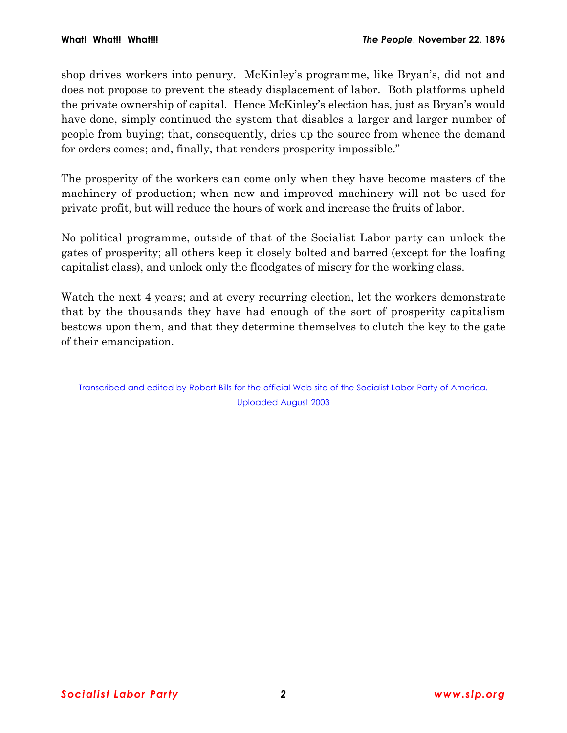shop drives workers into penury. McKinley's programme, like Bryan's, did not and does not propose to prevent the steady displacement of labor. Both platforms upheld the private ownership of capital. Hence McKinley's election has, just as Bryan's would have done, simply continued the system that disables a larger and larger number of people from buying; that, consequently, dries up the source from whence the demand for orders comes; and, finally, that renders prosperity impossible."

The prosperity of the workers can come only when they have become masters of the machinery of production; when new and improved machinery will not be used for private profit, but will reduce the hours of work and increase the fruits of labor.

No political programme, outside of that of the Socialist Labor party can unlock the gates of prosperity; all others keep it closely bolted and barred (except for the loafing capitalist class), and unlock only the floodgates of misery for the working class.

Watch the next 4 years; and at every recurring election, let the workers demonstrate that by the thousands they have had enough of the sort of prosperity capitalism bestows upon them, and that they determine themselves to clutch the key to the gate of their emancipation.

Transcribed and edited by Robert Bills for the official Web site of the Socialist Labor Party of America.
Uploaded August 2003